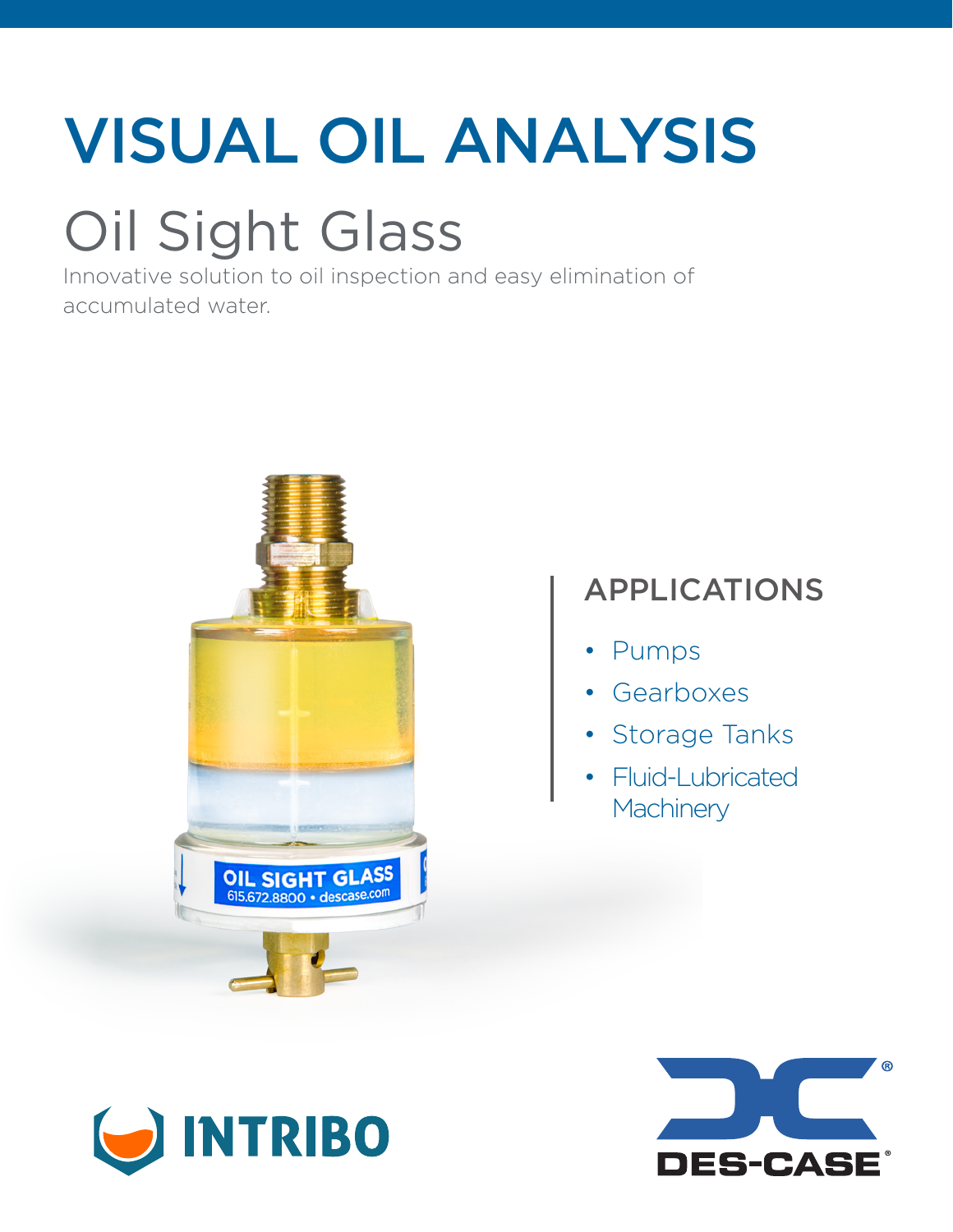# VISUAL OIL ANALYSIS

## Oil Sight Glass

Innovative solution to oil inspection and easy elimination of accumulated water.

### APPLICATIONS

- Pumps
- Gearboxes
- Storage Tanks
- Fluid-Lubricated Machinery

INTRIBO

DES-CASE®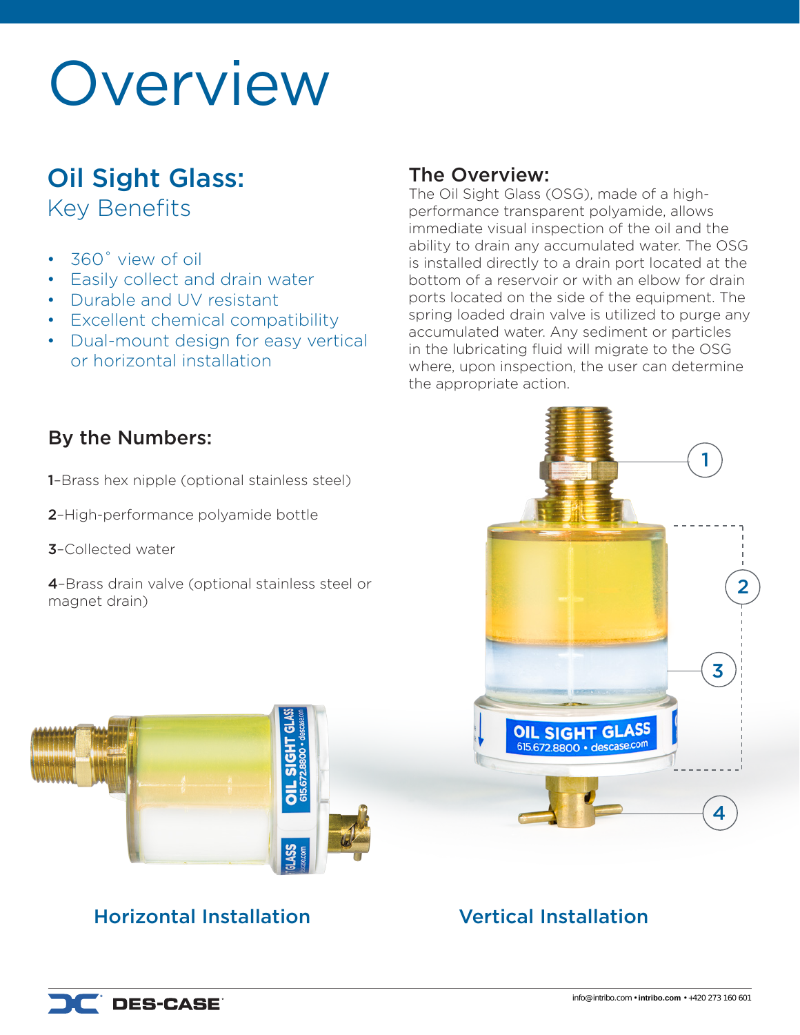# Overview

## Oil Sight Glass:
### Key Benefits

- 360˚ view of oil
- Easily collect and drain water
- Durable and UV resistant
- Excellent chemical compatibility
- Dual-mount design for easy vertical or horizontal installation

## The Overview:

The Oil Sight Glass (OSG), made of a high-performance transparent polyamide, allows immediate visual inspection of the oil and the ability to drain any accumulated water. The OSG is installed directly to a drain port located at the bottom of a reservoir or with an elbow for drain ports located on the side of the equipment. The spring loaded drain valve is utilized to purge any accumulated water. Any sediment or particles in the lubricating fluid will migrate to the OSG where, upon inspection, the user can determine the appropriate action.

## By the Numbers:

**1**–Brass hex nipple (optional stainless steel)

**2**–High-performance polyamide bottle

**3**–Collected water

**4**–Brass drain valve (optional stainless steel or magnet drain)

Horizontal Installation

Vertical Installation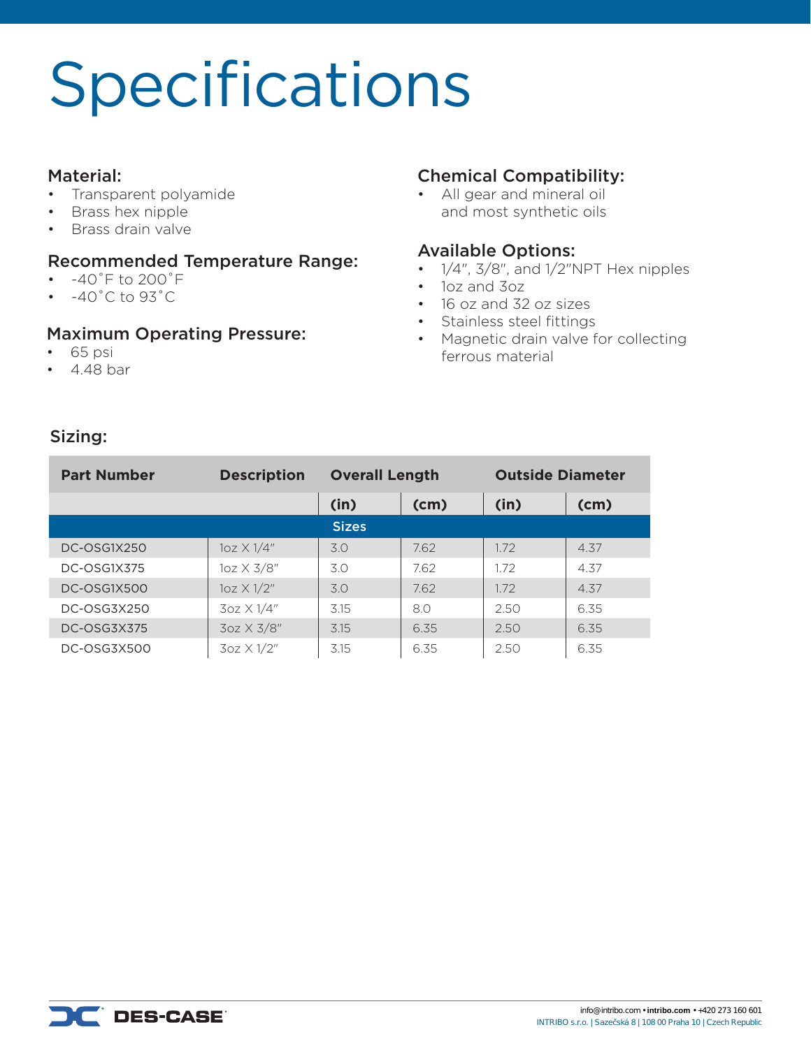# Specifications

## Material:

- Transparent polyamide
- Brass hex nipple
- Brass drain valve

## Recommended Temperature Range:

- -40˚F to 200˚F
- -40˚C to 93˚C

## Maximum Operating Pressure:

- 65 psi
- 4.48 bar

## Chemical Compatibility:

- All gear and mineral oil and most synthetic oils

## Available Options:

- 1/4", 3/8", and 1/2"NPT Hex nipples
- 1oz and 3oz
- 16 oz and 32 oz sizes
- Stainless steel fittings
- Magnetic drain valve for collecting ferrous material

## Sizing:

| Part Number | Description | Overall Length | | Outside Diameter | |
|---|---|---|---|---|---|
| | | (in) | (cm) | (in) | (cm) |
| **Sizes** | | | | | |
| DC-OSG1X250 | 1oz X 1/4" | 3.0 | 7.62 | 1.72 | 4.37 |
| DC-OSG1X375 | 1oz X 3/8" | 3.0 | 7.62 | 1.72 | 4.37 |
| DC-OSG1X500 | 1oz X 1/2" | 3.0 | 7.62 | 1.72 | 4.37 |
| DC-OSG3X250 | 3oz X 1/4" | 3.15 | 8.0 | 2.50 | 6.35 |
| DC-OSG3X375 | 3oz X 3/8" | 3.15 | 6.35 | 2.50 | 6.35 |
| DC-OSG3X500 | 3oz X 1/2" | 3.15 | 6.35 | 2.50 | 6.35 |

DES-CASE

info@intribo.com • intribo.com • +420 273 160 601
INTRIBO s.r.o. | Sazečská 8 | 108 00 Praha 10 | Czech Republic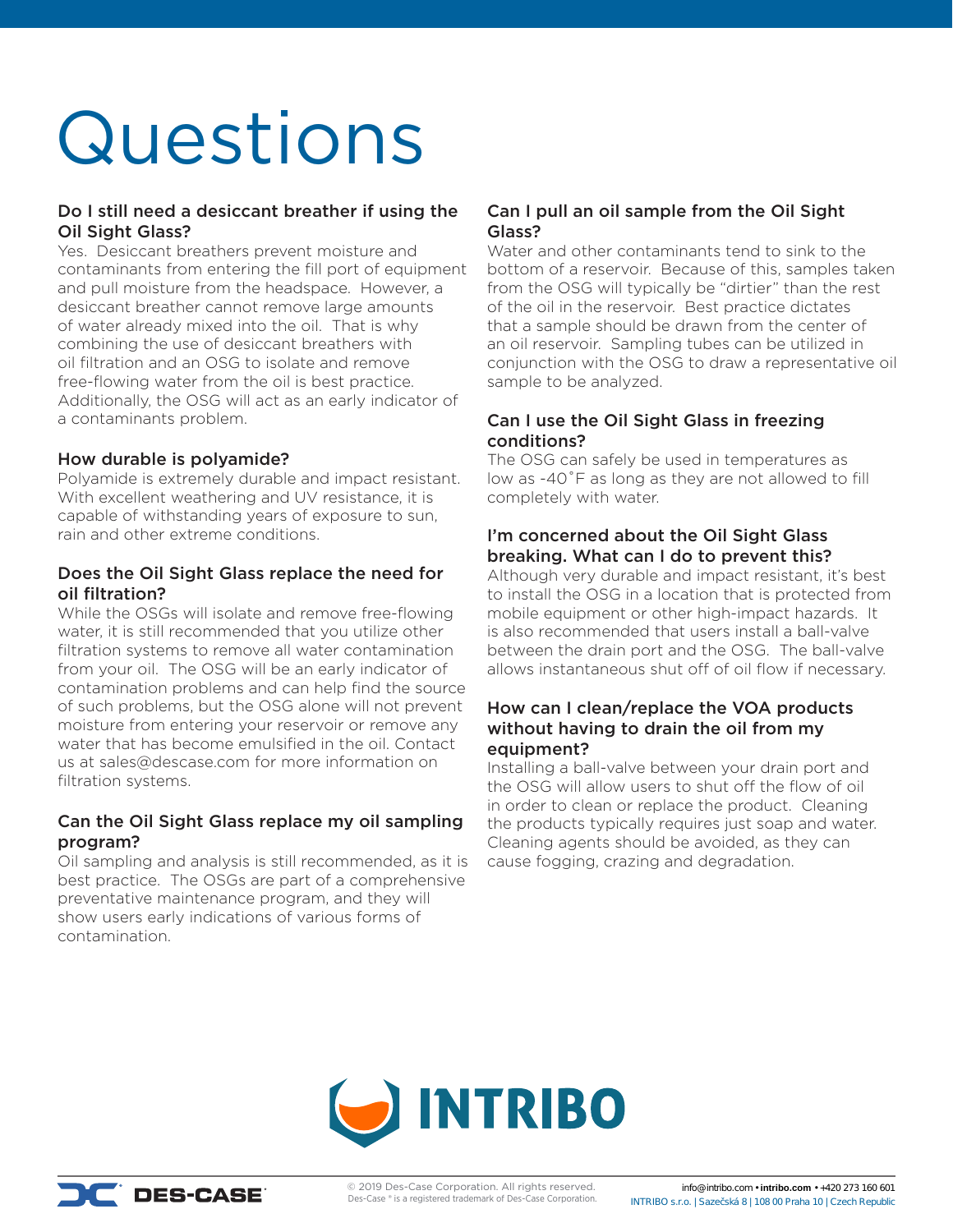# Questions

### Do I still need a desiccant breather if using the Oil Sight Glass?

Yes. Desiccant breathers prevent moisture and contaminants from entering the fill port of equipment and pull moisture from the headspace. However, a desiccant breather cannot remove large amounts of water already mixed into the oil. That is why combining the use of desiccant breathers with oil filtration and an OSG to isolate and remove free-flowing water from the oil is best practice. Additionally, the OSG will act as an early indicator of a contaminants problem.

### How durable is polyamide?

Polyamide is extremely durable and impact resistant. With excellent weathering and UV resistance, it is capable of withstanding years of exposure to sun, rain and other extreme conditions.

### Does the Oil Sight Glass replace the need for oil filtration?

While the OSGs will isolate and remove free-flowing water, it is still recommended that you utilize other filtration systems to remove all water contamination from your oil. The OSG will be an early indicator of contamination problems and can help find the source of such problems, but the OSG alone will not prevent moisture from entering your reservoir or remove any water that has become emulsified in the oil. Contact us at sales@descase.com for more information on filtration systems.

### Can the Oil Sight Glass replace my oil sampling program?

Oil sampling and analysis is still recommended, as it is best practice. The OSGs are part of a comprehensive preventative maintenance program, and they will show users early indications of various forms of contamination.

### Can I pull an oil sample from the Oil Sight Glass?

Water and other contaminants tend to sink to the bottom of a reservoir. Because of this, samples taken from the OSG will typically be "dirtier" than the rest of the oil in the reservoir. Best practice dictates that a sample should be drawn from the center of an oil reservoir. Sampling tubes can be utilized in conjunction with the OSG to draw a representative oil sample to be analyzed.

### Can I use the Oil Sight Glass in freezing conditions?

The OSG can safely be used in temperatures as low as -40˚F as long as they are not allowed to fill completely with water.

### I'm concerned about the Oil Sight Glass breaking. What can I do to prevent this?

Although very durable and impact resistant, it's best to install the OSG in a location that is protected from mobile equipment or other high-impact hazards. It is also recommended that users install a ball-valve between the drain port and the OSG. The ball-valve allows instantaneous shut off of oil flow if necessary.

### How can I clean/replace the VOA products without having to drain the oil from my equipment?

Installing a ball-valve between your drain port and the OSG will allow users to shut off the flow of oil in order to clean or replace the product. Cleaning the products typically requires just soap and water. Cleaning agents should be avoided, as they can cause fogging, crazing and degradation.

INTRIBO

DES-CASE

© 2019 Des-Case Corporation. All rights reserved.
Des-Case ® is a registered trademark of Des-Case Corporation.

info@intribo.com • intribo.com • +420 273 160 601
INTRIBO s.r.o. | Sazečská 8 | 108 00 Praha 10 | Czech Republic